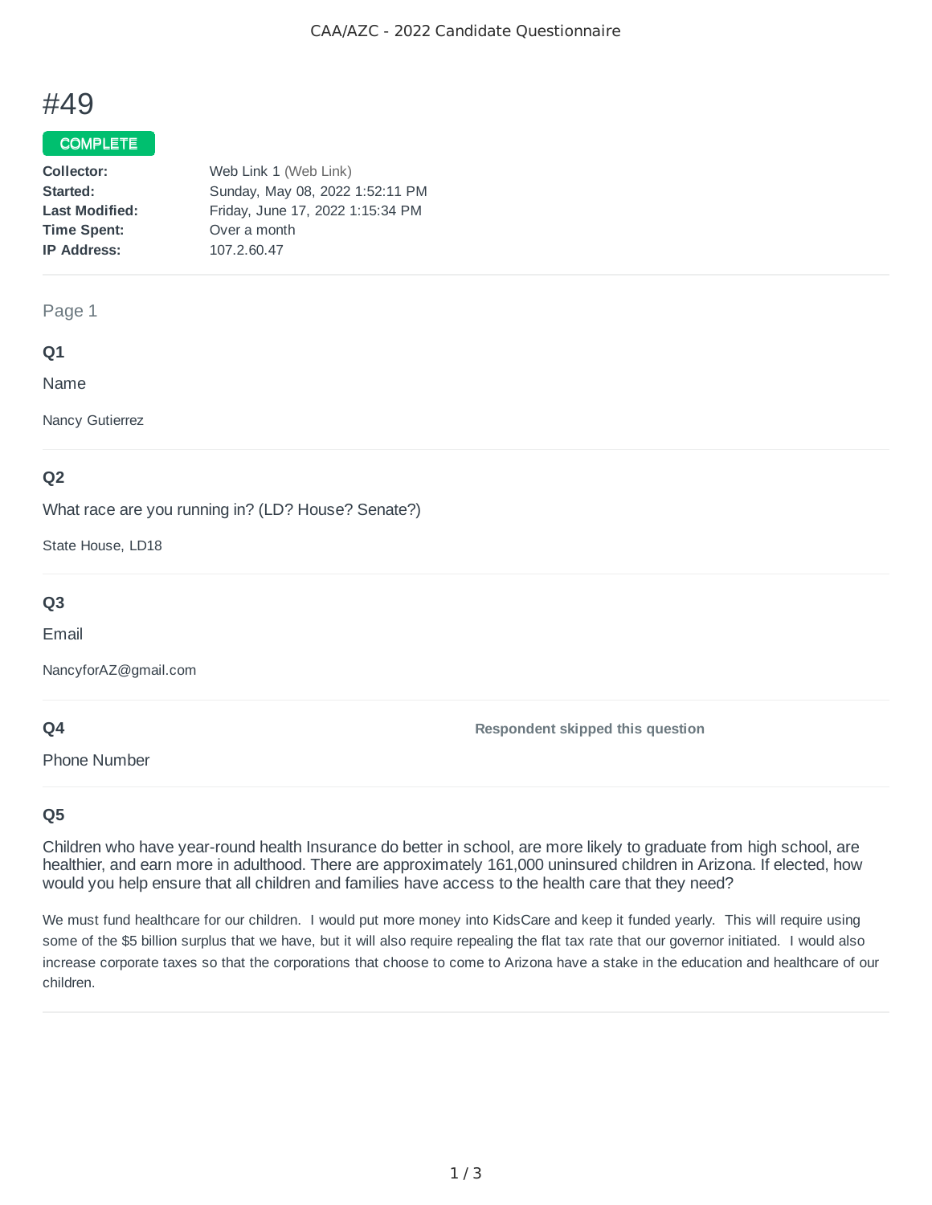# #49

**COMPLETE**

| | |
|---|---|
| **Collector:** | Web Link 1 (Web Link) |
| **Started:** | Sunday, May 08, 2022 1:52:11 PM |
| **Last Modified:** | Friday, June 17, 2022 1:15:34 PM |
| **Time Spent:** | Over a month |
| **IP Address:** | 107.2.60.47 |

## Page 1

### Q1

Name

Nancy Gutierrez

### Q2

What race are you running in? (LD? House? Senate?)

State House, LD18

### Q3

Email

NancyforAZ@gmail.com

### Q4

Phone Number

**Respondent skipped this question**

### Q5

Children who have year-round health Insurance do better in school, are more likely to graduate from high school, are healthier, and earn more in adulthood. There are approximately 161,000 uninsured children in Arizona. If elected, how would you help ensure that all children and families have access to the health care that they need?

We must fund healthcare for our children. I would put more money into KidsCare and keep it funded yearly. This will require using some of the $5 billion surplus that we have, but it will also require repealing the flat tax rate that our governor initiated. I would also increase corporate taxes so that the corporations that choose to come to Arizona have a stake in the education and healthcare of our children.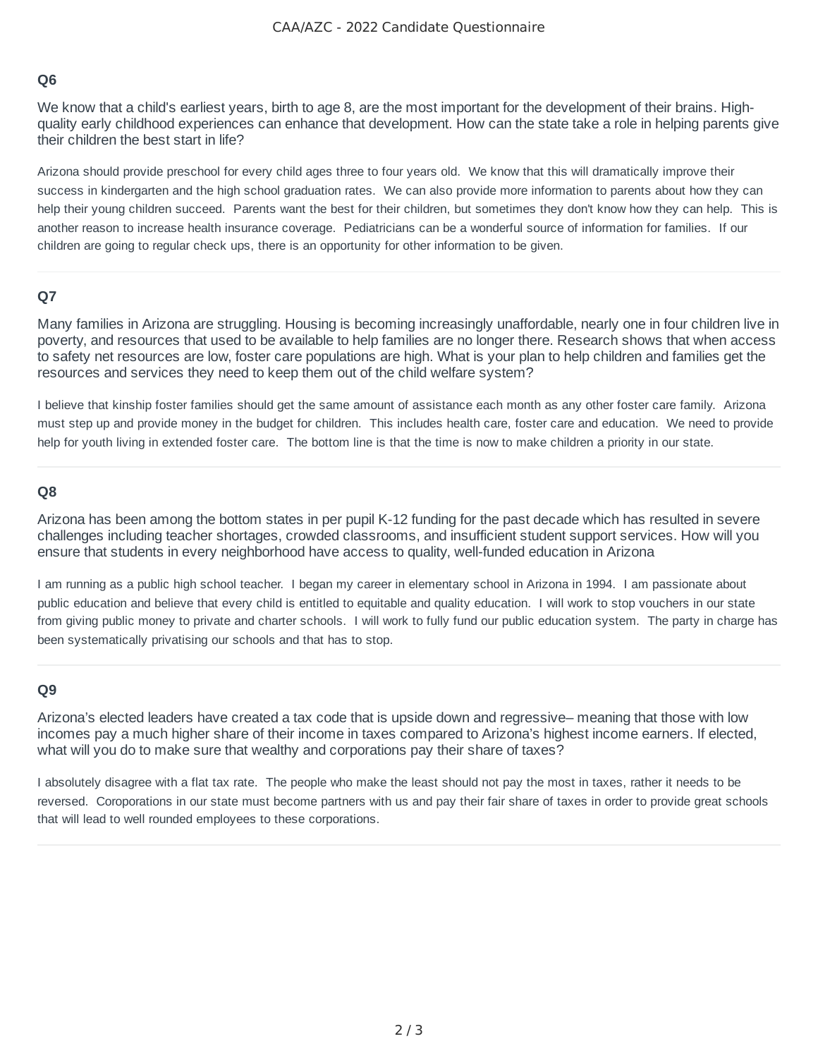### Q6

We know that a child's earliest years, birth to age 8, are the most important for the development of their brains. High-quality early childhood experiences can enhance that development. How can the state take a role in helping parents give their children the best start in life?

Arizona should provide preschool for every child ages three to four years old.  We know that this will dramatically improve their success in kindergarten and the high school graduation rates.  We can also provide more information to parents about how they can help their young children succeed.  Parents want the best for their children, but sometimes they don't know how they can help.  This is another reason to increase health insurance coverage.  Pediatricians can be a wonderful source of information for families.  If our children are going to regular check ups, there is an opportunity for other information to be given.

---

### Q7

Many families in Arizona are struggling. Housing is becoming increasingly unaffordable, nearly one in four children live in poverty, and resources that used to be available to help families are no longer there. Research shows that when access to safety net resources are low, foster care populations are high. What is your plan to help children and families get the resources and services they need to keep them out of the child welfare system?

I believe that kinship foster families should get the same amount of assistance each month as any other foster care family.  Arizona must step up and provide money in the budget for children.  This includes health care, foster care and education.  We need to provide help for youth living in extended foster care.  The bottom line is that the time is now to make children a priority in our state.

---

### Q8

Arizona has been among the bottom states in per pupil K-12 funding for the past decade which has resulted in severe challenges including teacher shortages, crowded classrooms, and insufficient student support services. How will you ensure that students in every neighborhood have access to quality, well-funded education in Arizona

I am running as a public high school teacher.  I began my career in elementary school in Arizona in 1994.  I am passionate about public education and believe that every child is entitled to equitable and quality education.  I will work to stop vouchers in our state from giving public money to private and charter schools.  I will work to fully fund our public education system.  The party in charge has been systematically privatising our schools and that has to stop.

---

### Q9

Arizona's elected leaders have created a tax code that is upside down and regressive– meaning that those with low incomes pay a much higher share of their income in taxes compared to Arizona's highest income earners. If elected, what will you do to make sure that wealthy and corporations pay their share of taxes?

I absolutely disagree with a flat tax rate.  The people who make the least should not pay the most in taxes, rather it needs to be reversed.  Coroporations in our state must become partners with us and pay their fair share of taxes in order to provide great schools that will lead to well rounded employees to these corporations.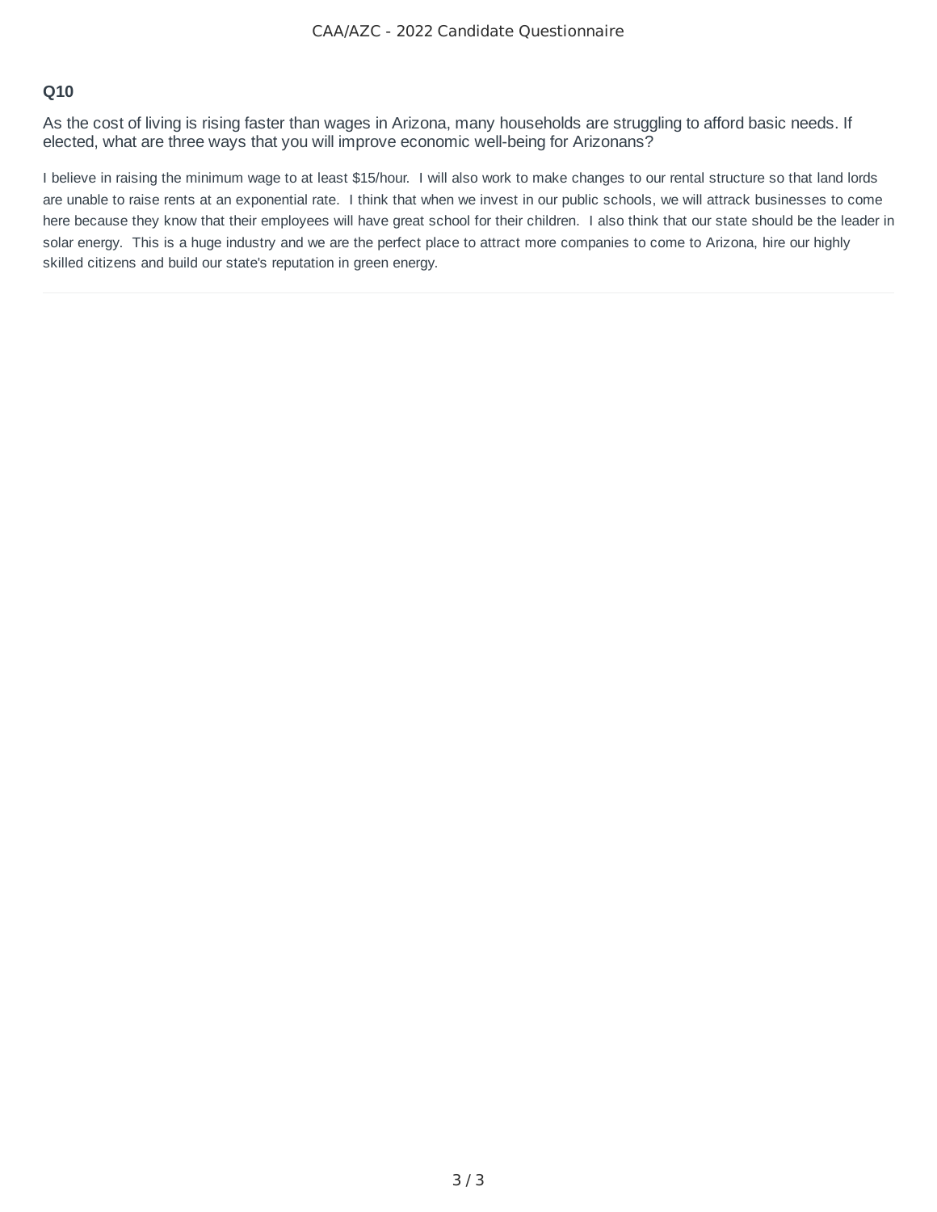### Q10

As the cost of living is rising faster than wages in Arizona, many households are struggling to afford basic needs. If elected, what are three ways that you will improve economic well-being for Arizonans?

I believe in raising the minimum wage to at least $15/hour. I will also work to make changes to our rental structure so that land lords are unable to raise rents at an exponential rate. I think that when we invest in our public schools, we will attrack businesses to come here because they know that their employees will have great school for their children. I also think that our state should be the leader in solar energy. This is a huge industry and we are the perfect place to attract more companies to come to Arizona, hire our highly skilled citizens and build our state's reputation in green energy.